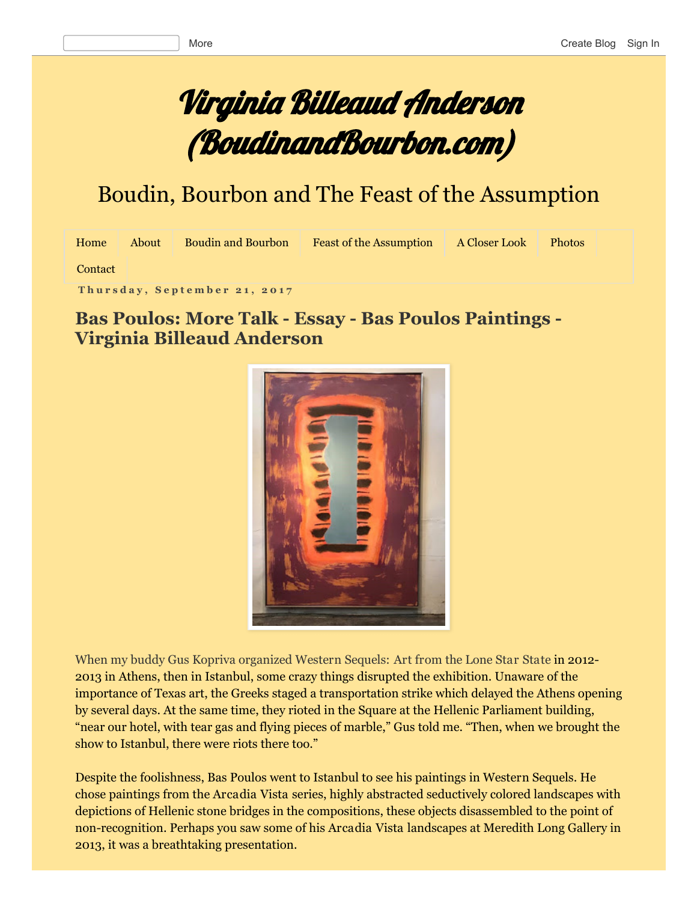# Virginia Billeaud Anderson (BoudinandBourbon.com)

## Boudin, Bourbon and The Feast of the Assumption

Home | About | Boudin and Bourbon | Feast of the Assumption | A Closer Look | Photos | Contact

**Thursday, September 21, 2017**

## Bas Poulos: More Talk - Essay - Bas Poulos Paintings - Virginia Billeaud Anderson

When my buddy Gus Kopriva organized Western Sequels: Art from the Lone Star State in 2012-2013 in Athens, then in Istanbul, some crazy things disrupted the exhibition. Unaware of the importance of Texas art, the Greeks staged a transportation strike which delayed the Athens opening by several days. At the same time, they rioted in the Square at the Hellenic Parliament building, "near our hotel, with tear gas and flying pieces of marble," Gus told me. "Then, when we brought the show to Istanbul, there were riots there too."

Despite the foolishness, Bas Poulos went to Istanbul to see his paintings in Western Sequels. He chose paintings from the Arcadia Vista series, highly abstracted seductively colored landscapes with depictions of Hellenic stone bridges in the compositions, these objects disassembled to the point of non-recognition. Perhaps you saw some of his Arcadia Vista landscapes at Meredith Long Gallery in 2013, it was a breathtaking presentation.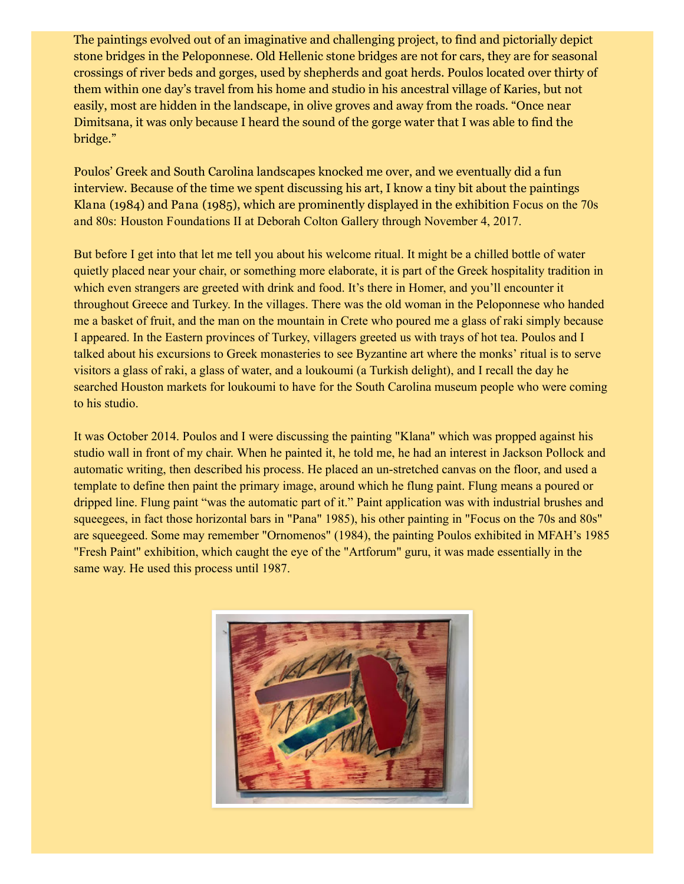The paintings evolved out of an imaginative and challenging project, to find and pictorially depict stone bridges in the Peloponnese. Old Hellenic stone bridges are not for cars, they are for seasonal crossings of river beds and gorges, used by shepherds and goat herds. Poulos located over thirty of them within one day's travel from his home and studio in his ancestral village of Karies, but not easily, most are hidden in the landscape, in olive groves and away from the roads. "Once near Dimitsana, it was only because I heard the sound of the gorge water that I was able to find the bridge."

Poulos' Greek and South Carolina landscapes knocked me over, and we eventually did a fun interview. Because of the time we spent discussing his art, I know a tiny bit about the paintings Klana (1984) and Pana (1985), which are prominently displayed in the exhibition Focus on the 70s and 80s: Houston Foundations II at Deborah Colton Gallery through November 4, 2017.

But before I get into that let me tell you about his welcome ritual. It might be a chilled bottle of water quietly placed near your chair, or something more elaborate, it is part of the Greek hospitality tradition in which even strangers are greeted with drink and food. It's there in Homer, and you'll encounter it throughout Greece and Turkey. In the villages. There was the old woman in the Peloponnese who handed me a basket of fruit, and the man on the mountain in Crete who poured me a glass of raki simply because I appeared. In the Eastern provinces of Turkey, villagers greeted us with trays of hot tea. Poulos and I talked about his excursions to Greek monasteries to see Byzantine art where the monks' ritual is to serve visitors a glass of raki, a glass of water, and a loukoumi (a Turkish delight), and I recall the day he searched Houston markets for loukoumi to have for the South Carolina museum people who were coming to his studio.

It was October 2014. Poulos and I were discussing the painting "Klana" which was propped against his studio wall in front of my chair. When he painted it, he told me, he had an interest in Jackson Pollock and automatic writing, then described his process. He placed an un-stretched canvas on the floor, and used a template to define then paint the primary image, around which he flung paint. Flung means a poured or dripped line. Flung paint "was the automatic part of it." Paint application was with industrial brushes and squeegees, in fact those horizontal bars in "Pana" 1985), his other painting in "Focus on the 70s and 80s" are squeegeed. Some may remember "Ornomenos" (1984), the painting Poulos exhibited in MFAH's 1985 "Fresh Paint" exhibition, which caught the eye of the "Artforum" guru, it was made essentially in the same way. He used this process until 1987.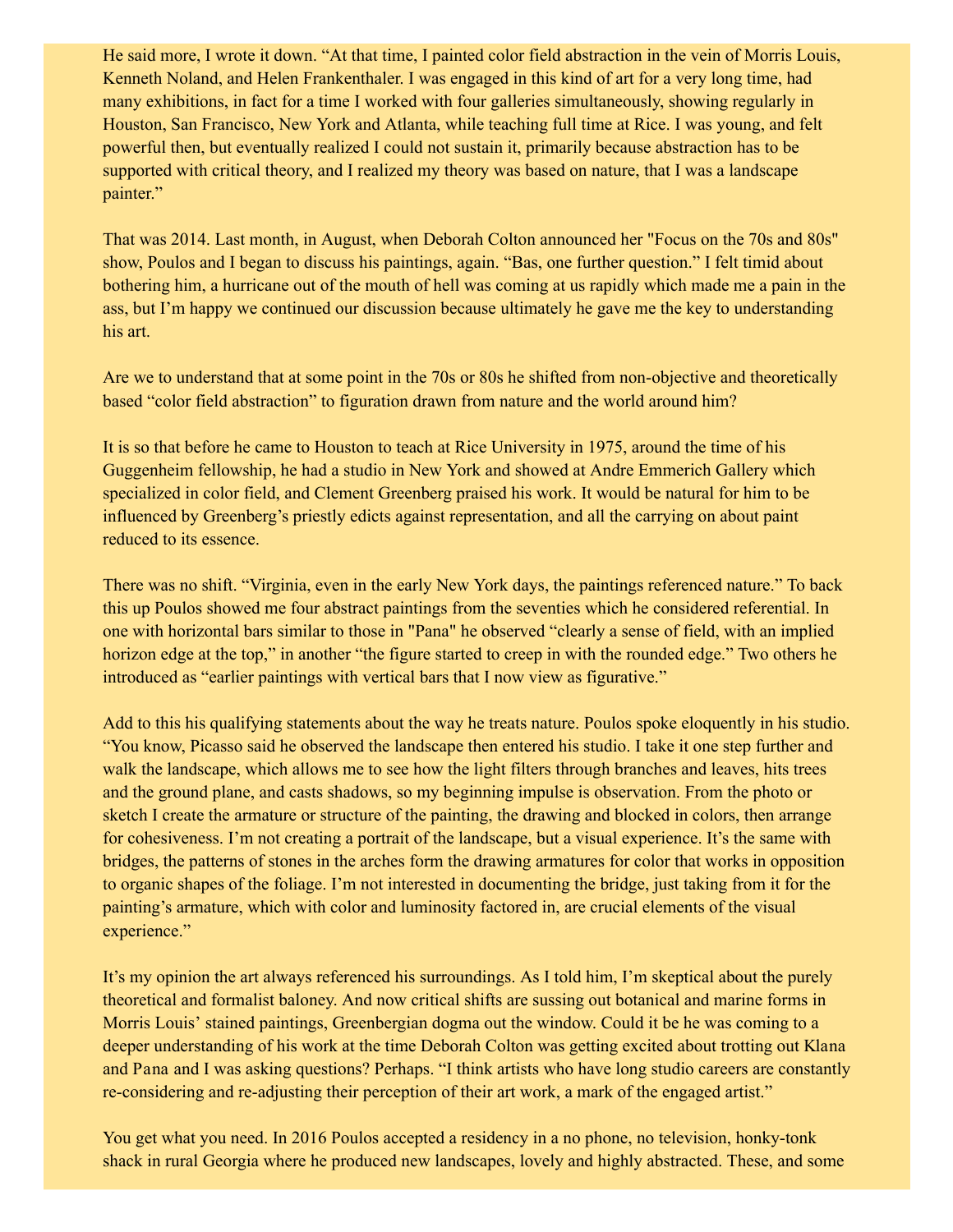He said more, I wrote it down. “At that time, I painted color field abstraction in the vein of Morris Louis, Kenneth Noland, and Helen Frankenthaler. I was engaged in this kind of art for a very long time, had many exhibitions, in fact for a time I worked with four galleries simultaneously, showing regularly in Houston, San Francisco, New York and Atlanta, while teaching full time at Rice. I was young, and felt powerful then, but eventually realized I could not sustain it, primarily because abstraction has to be supported with critical theory, and I realized my theory was based on nature, that I was a landscape painter.”

That was 2014. Last month, in August, when Deborah Colton announced her "Focus on the 70s and 80s" show, Poulos and I began to discuss his paintings, again. “Bas, one further question.” I felt timid about bothering him, a hurricane out of the mouth of hell was coming at us rapidly which made me a pain in the ass, but I’m happy we continued our discussion because ultimately he gave me the key to understanding his art.

Are we to understand that at some point in the 70s or 80s he shifted from non-objective and theoretically based “color field abstraction” to figuration drawn from nature and the world around him?

It is so that before he came to Houston to teach at Rice University in 1975, around the time of his Guggenheim fellowship, he had a studio in New York and showed at Andre Emmerich Gallery which specialized in color field, and Clement Greenberg praised his work. It would be natural for him to be influenced by Greenberg’s priestly edicts against representation, and all the carrying on about paint reduced to its essence.

There was no shift. “Virginia, even in the early New York days, the paintings referenced nature.” To back this up Poulos showed me four abstract paintings from the seventies which he considered referential. In one with horizontal bars similar to those in "Pana" he observed “clearly a sense of field, with an implied horizon edge at the top,” in another “the figure started to creep in with the rounded edge.” Two others he introduced as “earlier paintings with vertical bars that I now view as figurative.”

Add to this his qualifying statements about the way he treats nature. Poulos spoke eloquently in his studio. “You know, Picasso said he observed the landscape then entered his studio. I take it one step further and walk the landscape, which allows me to see how the light filters through branches and leaves, hits trees and the ground plane, and casts shadows, so my beginning impulse is observation. From the photo or sketch I create the armature or structure of the painting, the drawing and blocked in colors, then arrange for cohesiveness. I’m not creating a portrait of the landscape, but a visual experience. It’s the same with bridges, the patterns of stones in the arches form the drawing armatures for color that works in opposition to organic shapes of the foliage. I’m not interested in documenting the bridge, just taking from it for the painting’s armature, which with color and luminosity factored in, are crucial elements of the visual experience.”

It’s my opinion the art always referenced his surroundings. As I told him, I’m skeptical about the purely theoretical and formalist baloney. And now critical shifts are sussing out botanical and marine forms in Morris Louis’ stained paintings, Greenbergian dogma out the window. Could it be he was coming to a deeper understanding of his work at the time Deborah Colton was getting excited about trotting out Klana and Pana and I was asking questions? Perhaps. “I think artists who have long studio careers are constantly re-considering and re-adjusting their perception of their art work, a mark of the engaged artist.”

You get what you need. In 2016 Poulos accepted a residency in a no phone, no television, honky-tonk shack in rural Georgia where he produced new landscapes, lovely and highly abstracted. These, and some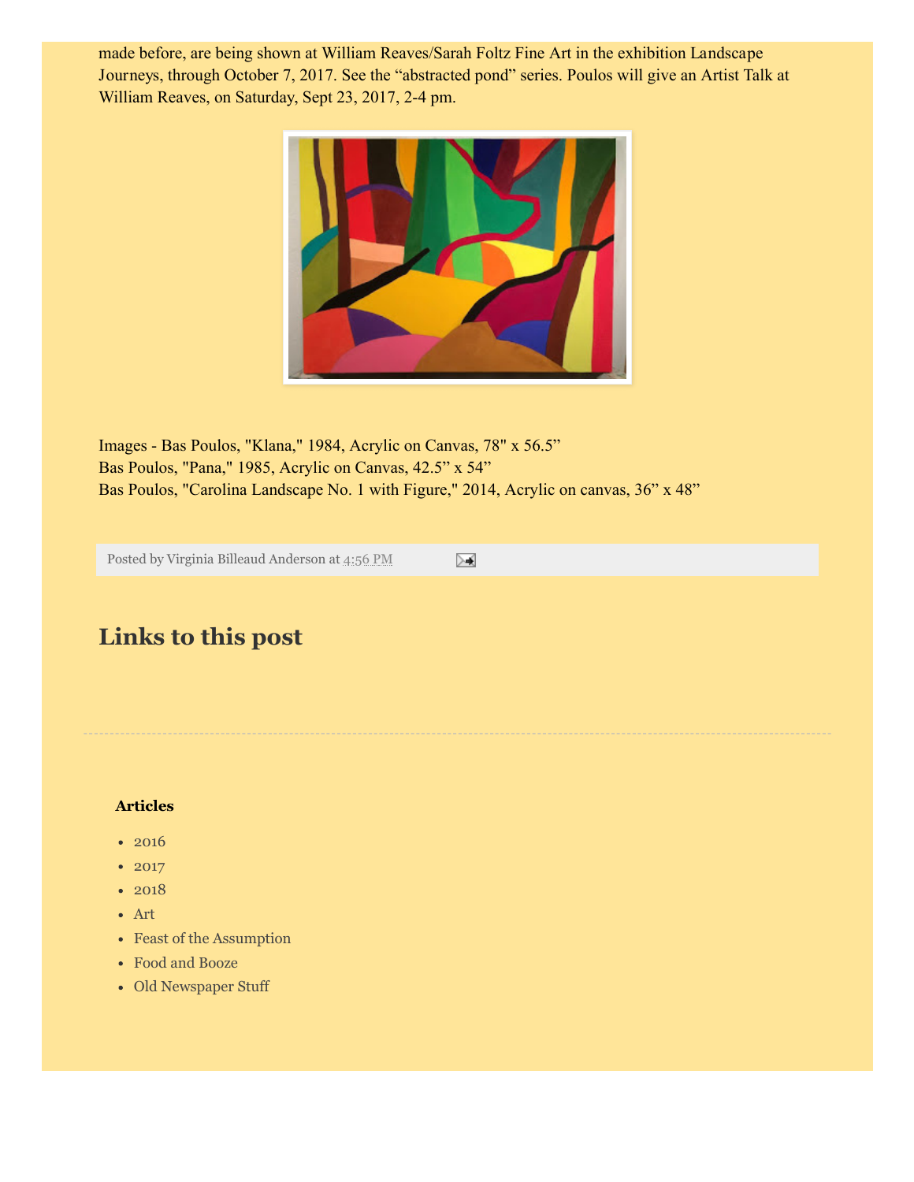made before, are being shown at William Reaves/Sarah Foltz Fine Art in the exhibition Landscape Journeys, through October 7, 2017. See the "abstracted pond" series. Poulos will give an Artist Talk at William Reaves, on Saturday, Sept 23, 2017, 2-4 pm.

Images - Bas Poulos, "Klana," 1984, Acrylic on Canvas, 78" x 56.5"
Bas Poulos, "Pana," 1985, Acrylic on Canvas, 42.5" x 54"
Bas Poulos, "Carolina Landscape No. 1 with Figure," 2014, Acrylic on canvas, 36" x 48"

Posted by Virginia Billeaud Anderson at 4:56 PM

## Links to this post

### Articles

- 2016
- 2017
- 2018
- Art
- Feast of the Assumption
- Food and Booze
- Old Newspaper Stuff